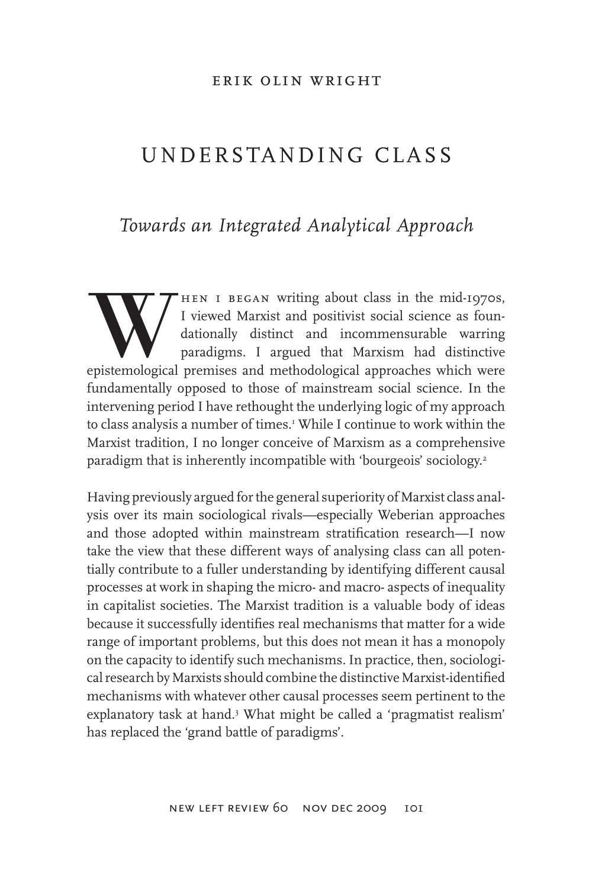ERIK OLIN WRIGHT

# UNDERSTANDING CLASS

## *Towards an Integrated Analytical Approach*

When I began writing about class in the mid-1970s, I viewed Marxist and positivist social science as foundationally distinct and incommensurable warring paradigms. I argued that Marxism had distinctive epistemological premises and methodological approaches which were fundamentally opposed to those of mainstream social science. In the intervening period I have rethought the underlying logic of my approach to class analysis a number of times.[1] While I continue to work within the Marxist tradition, I no longer conceive of Marxism as a comprehensive paradigm that is inherently incompatible with 'bourgeois' sociology.[2]

Having previously argued for the general superiority of Marxist class analysis over its main sociological rivals—especially Weberian approaches and those adopted within mainstream stratification research—I now take the view that these different ways of analysing class can all potentially contribute to a fuller understanding by identifying different causal processes at work in shaping the micro- and macro- aspects of inequality in capitalist societies. The Marxist tradition is a valuable body of ideas because it successfully identifies real mechanisms that matter for a wide range of important problems, but this does not mean it has a monopoly on the capacity to identify such mechanisms. In practice, then, sociological research by Marxists should combine the distinctive Marxist-identified mechanisms with whatever other causal processes seem pertinent to the explanatory task at hand.[3] What might be called a 'pragmatist realism' has replaced the 'grand battle of paradigms'.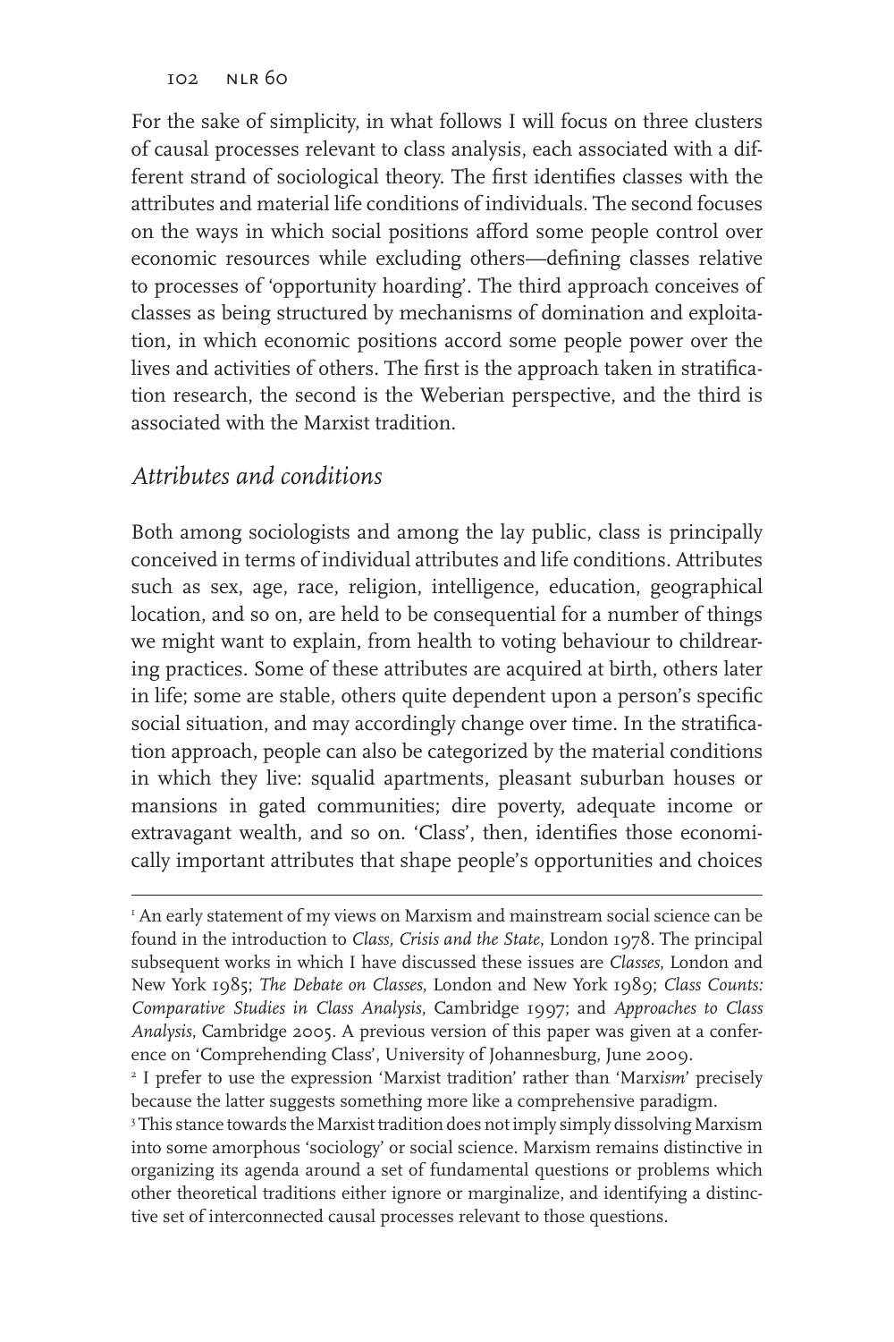For the sake of simplicity, in what follows I will focus on three clusters of causal processes relevant to class analysis, each associated with a different strand of sociological theory. The first identifies classes with the attributes and material life conditions of individuals. The second focuses on the ways in which social positions afford some people control over economic resources while excluding others—defining classes relative to processes of 'opportunity hoarding'. The third approach conceives of classes as being structured by mechanisms of domination and exploitation, in which economic positions accord some people power over the lives and activities of others. The first is the approach taken in stratification research, the second is the Weberian perspective, and the third is associated with the Marxist tradition.

## *Attributes and conditions*

Both among sociologists and among the lay public, class is principally conceived in terms of individual attributes and life conditions. Attributes such as sex, age, race, religion, intelligence, education, geographical location, and so on, are held to be consequential for a number of things we might want to explain, from health to voting behaviour to childrearing practices. Some of these attributes are acquired at birth, others later in life; some are stable, others quite dependent upon a person's specific social situation, and may accordingly change over time. In the stratification approach, people can also be categorized by the material conditions in which they live: squalid apartments, pleasant suburban houses or mansions in gated communities; dire poverty, adequate income or extravagant wealth, and so on. 'Class', then, identifies those economically important attributes that shape people's opportunities and choices

---

[1] An early statement of my views on Marxism and mainstream social science can be found in the introduction to *Class, Crisis and the State*, London 1978. The principal subsequent works in which I have discussed these issues are *Classes*, London and New York 1985; *The Debate on Classes*, London and New York 1989; *Class Counts: Comparative Studies in Class Analysis*, Cambridge 1997; and *Approaches to Class Analysis*, Cambridge 2005. A previous version of this paper was given at a conference on 'Comprehending Class', University of Johannesburg, June 2009.

[2] I prefer to use the expression 'Marxist tradition' rather than 'Marx*ism*' precisely because the latter suggests something more like a comprehensive paradigm.

[3] This stance towards the Marxist tradition does not imply simply dissolving Marxism into some amorphous 'sociology' or social science. Marxism remains distinctive in organizing its agenda around a set of fundamental questions or problems which other theoretical traditions either ignore or marginalize, and identifying a distinctive set of interconnected causal processes relevant to those questions.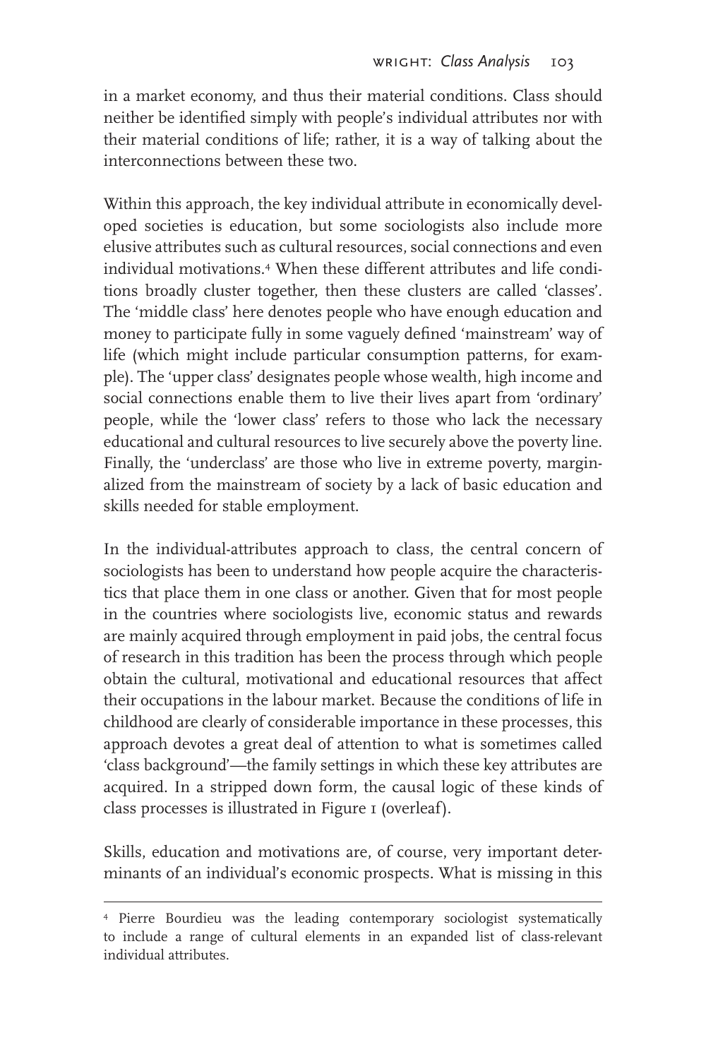in a market economy, and thus their material conditions. Class should neither be identified simply with people's individual attributes nor with their material conditions of life; rather, it is a way of talking about the interconnections between these two.

Within this approach, the key individual attribute in economically developed societies is education, but some sociologists also include more elusive attributes such as cultural resources, social connections and even individual motivations.[4] When these different attributes and life conditions broadly cluster together, then these clusters are called 'classes'. The 'middle class' here denotes people who have enough education and money to participate fully in some vaguely defined 'mainstream' way of life (which might include particular consumption patterns, for example). The 'upper class' designates people whose wealth, high income and social connections enable them to live their lives apart from 'ordinary' people, while the 'lower class' refers to those who lack the necessary educational and cultural resources to live securely above the poverty line. Finally, the 'underclass' are those who live in extreme poverty, marginalized from the mainstream of society by a lack of basic education and skills needed for stable employment.

In the individual-attributes approach to class, the central concern of sociologists has been to understand how people acquire the characteristics that place them in one class or another. Given that for most people in the countries where sociologists live, economic status and rewards are mainly acquired through employment in paid jobs, the central focus of research in this tradition has been the process through which people obtain the cultural, motivational and educational resources that affect their occupations in the labour market. Because the conditions of life in childhood are clearly of considerable importance in these processes, this approach devotes a great deal of attention to what is sometimes called 'class background'—the family settings in which these key attributes are acquired. In a stripped down form, the causal logic of these kinds of class processes is illustrated in Figure 1 (overleaf).

Skills, education and motivations are, of course, very important determinants of an individual's economic prospects. What is missing in this

---

[4] Pierre Bourdieu was the leading contemporary sociologist systematically to include a range of cultural elements in an expanded list of class-relevant individual attributes.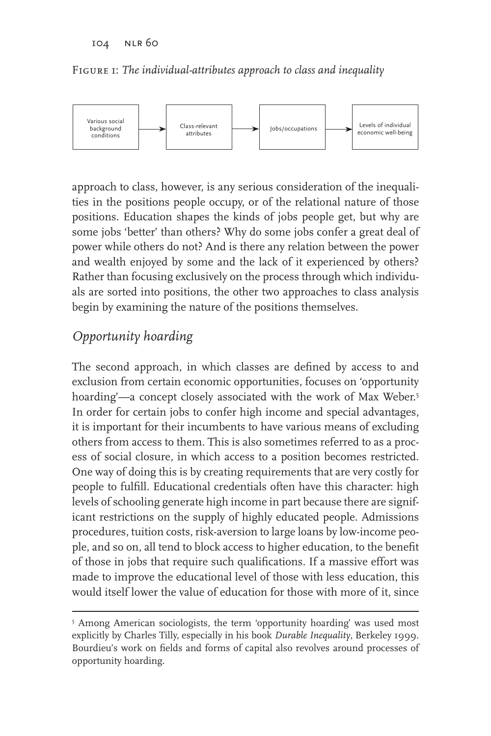Figure 1: *The individual-attributes approach to class and inequality*

Various social background conditions → Class-relevant attributes → Jobs/occupations → Levels of individual economic well-being

approach to class, however, is any serious consideration of the inequalities in the positions people occupy, or of the relational nature of those positions. Education shapes the kinds of jobs people get, but why are some jobs 'better' than others? Why do some jobs confer a great deal of power while others do not? And is there any relation between the power and wealth enjoyed by some and the lack of it experienced by others? Rather than focusing exclusively on the process through which individuals are sorted into positions, the other two approaches to class analysis begin by examining the nature of the positions themselves.

## *Opportunity hoarding*

The second approach, in which classes are defined by access to and exclusion from certain economic opportunities, focuses on 'opportunity hoarding'—a concept closely associated with the work of Max Weber.[5] In order for certain jobs to confer high income and special advantages, it is important for their incumbents to have various means of excluding others from access to them. This is also sometimes referred to as a process of social closure, in which access to a position becomes restricted. One way of doing this is by creating requirements that are very costly for people to fulfill. Educational credentials often have this character: high levels of schooling generate high income in part because there are significant restrictions on the supply of highly educated people. Admissions procedures, tuition costs, risk-aversion to large loans by low-income people, and so on, all tend to block access to higher education, to the benefit of those in jobs that require such qualifications. If a massive effort was made to improve the educational level of those with less education, this would itself lower the value of education for those with more of it, since

[5] Among American sociologists, the term 'opportunity hoarding' was used most explicitly by Charles Tilly, especially in his book *Durable Inequality*, Berkeley 1999. Bourdieu's work on fields and forms of capital also revolves around processes of opportunity hoarding.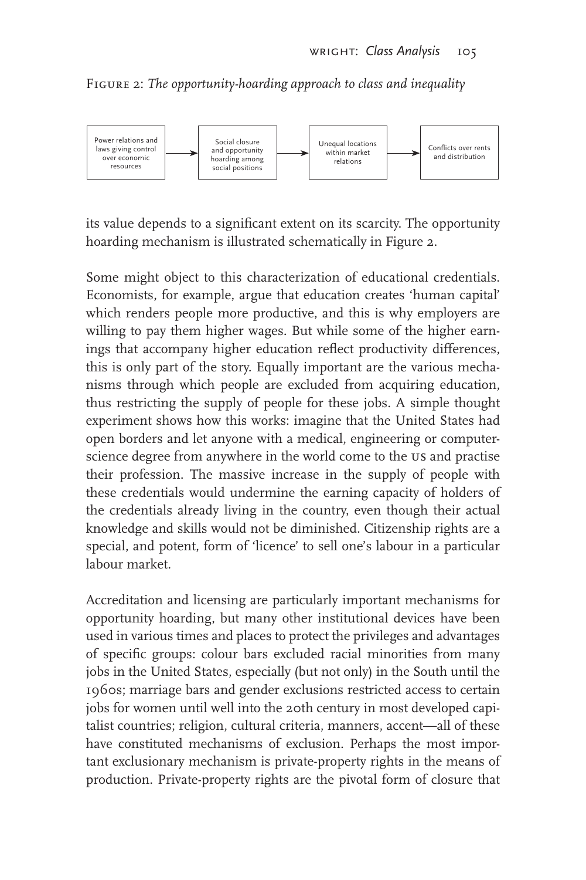Figure 2: *The opportunity-hoarding approach to class and inequality*

Power relations and laws giving control over economic resources → Social closure and opportunity hoarding among social positions → Unequal locations within market relations → Conflicts over rents and distribution

its value depends to a significant extent on its scarcity. The opportunity hoarding mechanism is illustrated schematically in Figure 2.

Some might object to this characterization of educational credentials. Economists, for example, argue that education creates 'human capital' which renders people more productive, and this is why employers are willing to pay them higher wages. But while some of the higher earnings that accompany higher education reflect productivity differences, this is only part of the story. Equally important are the various mechanisms through which people are excluded from acquiring education, thus restricting the supply of people for these jobs. A simple thought experiment shows how this works: imagine that the United States had open borders and let anyone with a medical, engineering or computer-science degree from anywhere in the world come to the US and practise their profession. The massive increase in the supply of people with these credentials would undermine the earning capacity of holders of the credentials already living in the country, even though their actual knowledge and skills would not be diminished. Citizenship rights are a special, and potent, form of 'licence' to sell one's labour in a particular labour market.

Accreditation and licensing are particularly important mechanisms for opportunity hoarding, but many other institutional devices have been used in various times and places to protect the privileges and advantages of specific groups: colour bars excluded racial minorities from many jobs in the United States, especially (but not only) in the South until the 1960s; marriage bars and gender exclusions restricted access to certain jobs for women until well into the 20th century in most developed capitalist countries; religion, cultural criteria, manners, accent—all of these have constituted mechanisms of exclusion. Perhaps the most important exclusionary mechanism is private-property rights in the means of production. Private-property rights are the pivotal form of closure that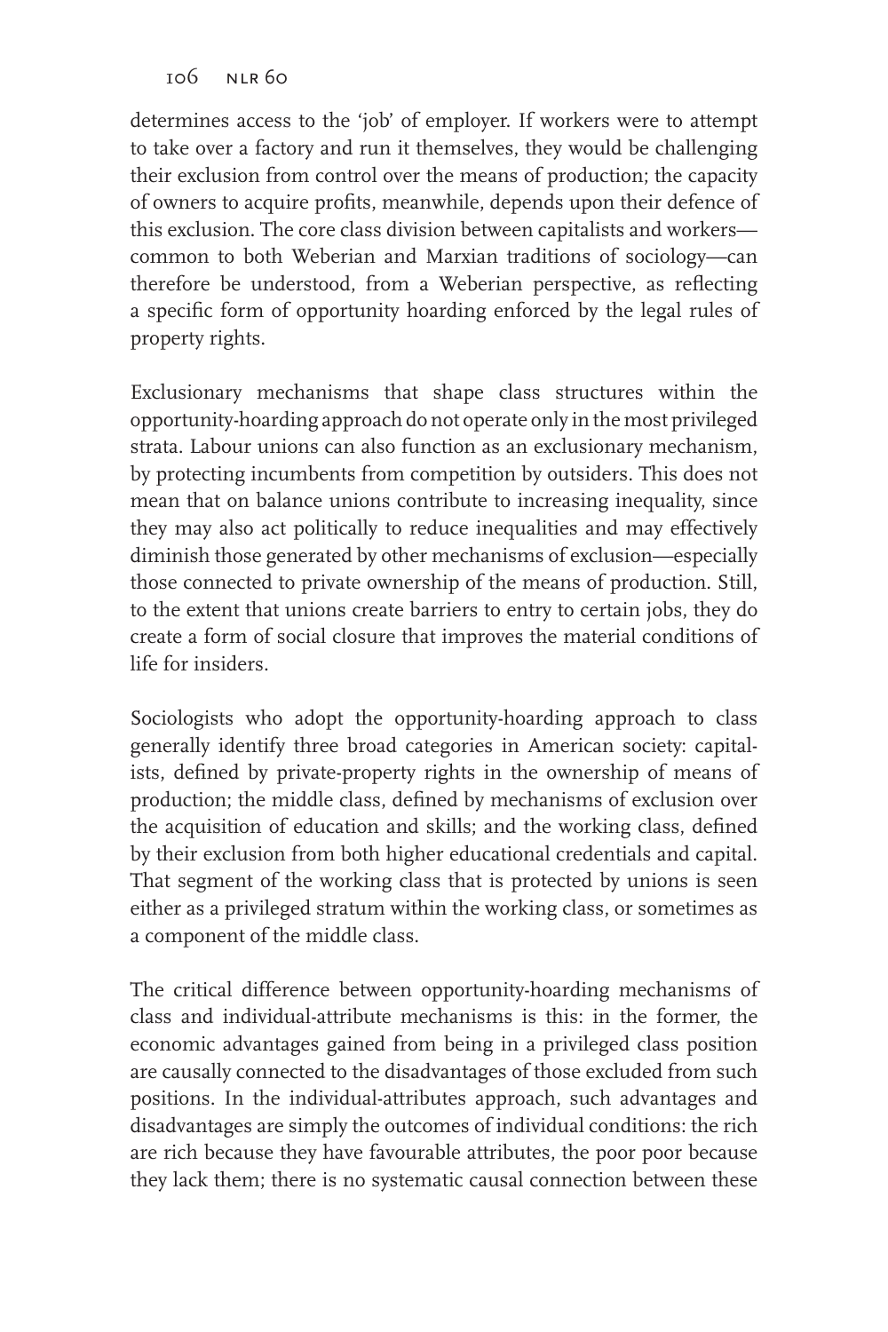determines access to the 'job' of employer. If workers were to attempt to take over a factory and run it themselves, they would be challenging their exclusion from control over the means of production; the capacity of owners to acquire profits, meanwhile, depends upon their defence of this exclusion. The core class division between capitalists and workers—common to both Weberian and Marxian traditions of sociology—can therefore be understood, from a Weberian perspective, as reflecting a specific form of opportunity hoarding enforced by the legal rules of property rights.

Exclusionary mechanisms that shape class structures within the opportunity-hoarding approach do not operate only in the most privileged strata. Labour unions can also function as an exclusionary mechanism, by protecting incumbents from competition by outsiders. This does not mean that on balance unions contribute to increasing inequality, since they may also act politically to reduce inequalities and may effectively diminish those generated by other mechanisms of exclusion—especially those connected to private ownership of the means of production. Still, to the extent that unions create barriers to entry to certain jobs, they do create a form of social closure that improves the material conditions of life for insiders.

Sociologists who adopt the opportunity-hoarding approach to class generally identify three broad categories in American society: capitalists, defined by private-property rights in the ownership of means of production; the middle class, defined by mechanisms of exclusion over the acquisition of education and skills; and the working class, defined by their exclusion from both higher educational credentials and capital. That segment of the working class that is protected by unions is seen either as a privileged stratum within the working class, or sometimes as a component of the middle class.

The critical difference between opportunity-hoarding mechanisms of class and individual-attribute mechanisms is this: in the former, the economic advantages gained from being in a privileged class position are causally connected to the disadvantages of those excluded from such positions. In the individual-attributes approach, such advantages and disadvantages are simply the outcomes of individual conditions: the rich are rich because they have favourable attributes, the poor poor because they lack them; there is no systematic causal connection between these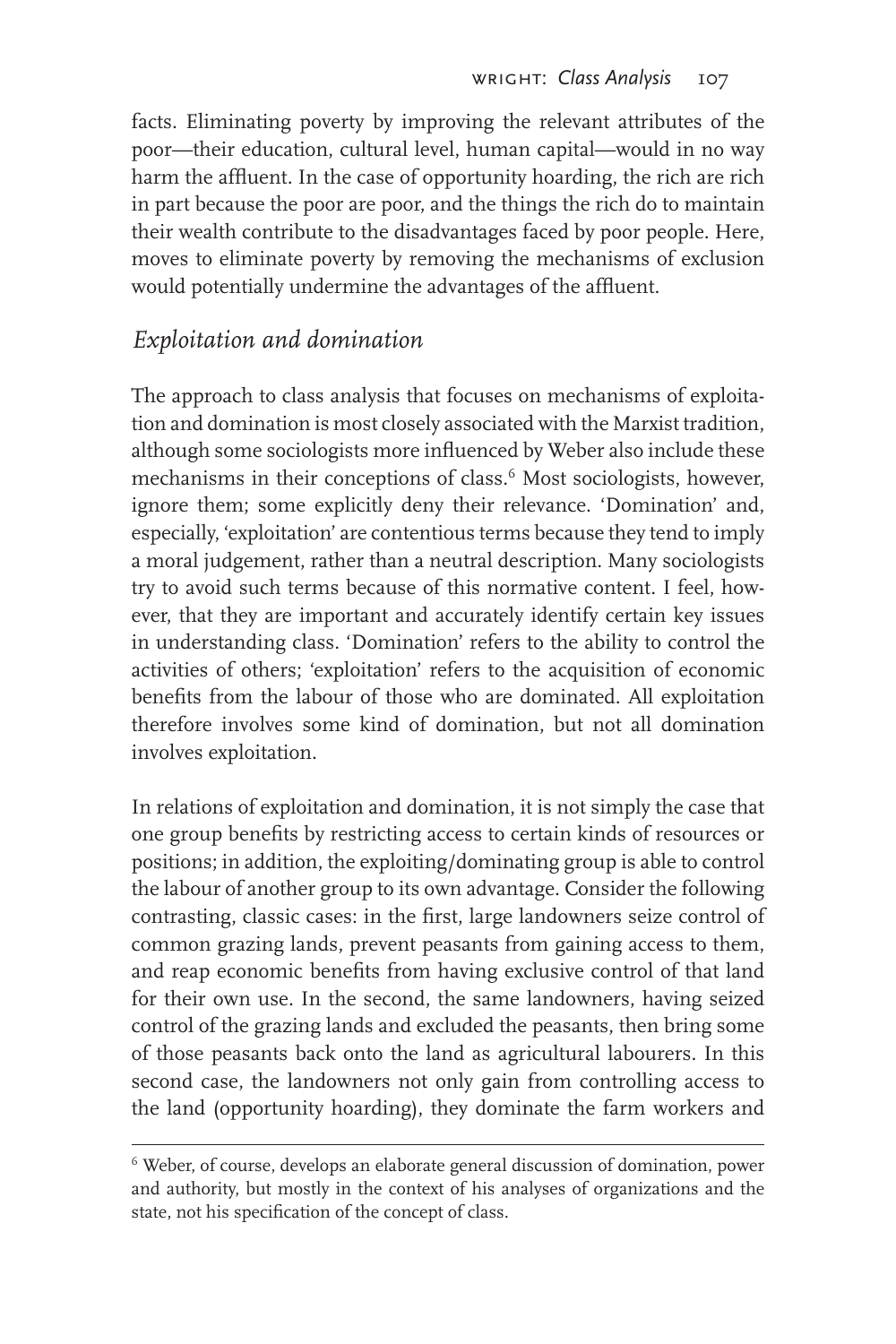facts. Eliminating poverty by improving the relevant attributes of the poor—their education, cultural level, human capital—would in no way harm the affluent. In the case of opportunity hoarding, the rich are rich in part because the poor are poor, and the things the rich do to maintain their wealth contribute to the disadvantages faced by poor people. Here, moves to eliminate poverty by removing the mechanisms of exclusion would potentially undermine the advantages of the affluent.

### *Exploitation and domination*

The approach to class analysis that focuses on mechanisms of exploitation and domination is most closely associated with the Marxist tradition, although some sociologists more influenced by Weber also include these mechanisms in their conceptions of class.[6] Most sociologists, however, ignore them; some explicitly deny their relevance. 'Domination' and, especially, 'exploitation' are contentious terms because they tend to imply a moral judgement, rather than a neutral description. Many sociologists try to avoid such terms because of this normative content. I feel, however, that they are important and accurately identify certain key issues in understanding class. 'Domination' refers to the ability to control the activities of others; 'exploitation' refers to the acquisition of economic benefits from the labour of those who are dominated. All exploitation therefore involves some kind of domination, but not all domination involves exploitation.

In relations of exploitation and domination, it is not simply the case that one group benefits by restricting access to certain kinds of resources or positions; in addition, the exploiting/dominating group is able to control the labour of another group to its own advantage. Consider the following contrasting, classic cases: in the first, large landowners seize control of common grazing lands, prevent peasants from gaining access to them, and reap economic benefits from having exclusive control of that land for their own use. In the second, the same landowners, having seized control of the grazing lands and excluded the peasants, then bring some of those peasants back onto the land as agricultural labourers. In this second case, the landowners not only gain from controlling access to the land (opportunity hoarding), they dominate the farm workers and

[6] Weber, of course, develops an elaborate general discussion of domination, power and authority, but mostly in the context of his analyses of organizations and the state, not his specification of the concept of class.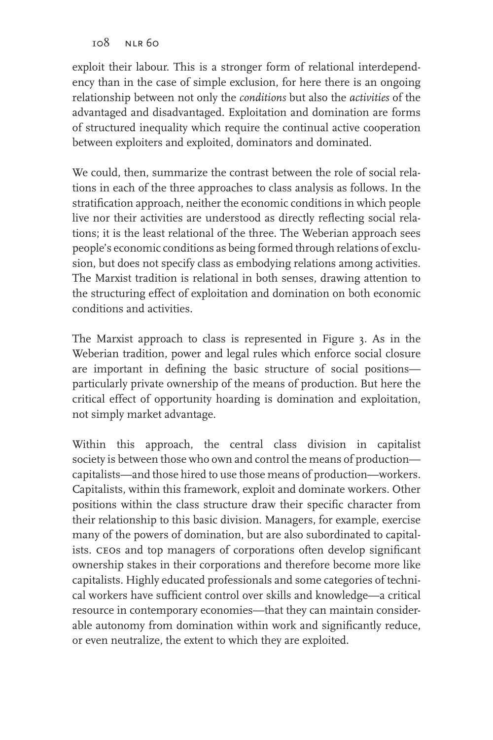exploit their labour. This is a stronger form of relational interdependency than in the case of simple exclusion, for here there is an ongoing relationship between not only the *conditions* but also the *activities* of the advantaged and disadvantaged. Exploitation and domination are forms of structured inequality which require the continual active cooperation between exploiters and exploited, dominators and dominated.

We could, then, summarize the contrast between the role of social relations in each of the three approaches to class analysis as follows. In the stratification approach, neither the economic conditions in which people live nor their activities are understood as directly reflecting social relations; it is the least relational of the three. The Weberian approach sees people's economic conditions as being formed through relations of exclusion, but does not specify class as embodying relations among activities. The Marxist tradition is relational in both senses, drawing attention to the structuring effect of exploitation and domination on both economic conditions and activities.

The Marxist approach to class is represented in Figure 3. As in the Weberian tradition, power and legal rules which enforce social closure are important in defining the basic structure of social positions—particularly private ownership of the means of production. But here the critical effect of opportunity hoarding is domination and exploitation, not simply market advantage.

Within this approach, the central class division in capitalist society is between those who own and control the means of production—capitalists—and those hired to use those means of production—workers. Capitalists, within this framework, exploit and dominate workers. Other positions within the class structure draw their specific character from their relationship to this basic division. Managers, for example, exercise many of the powers of domination, but are also subordinated to capitalists. CEOs and top managers of corporations often develop significant ownership stakes in their corporations and therefore become more like capitalists. Highly educated professionals and some categories of technical workers have sufficient control over skills and knowledge—a critical resource in contemporary economies—that they can maintain considerable autonomy from domination within work and significantly reduce, or even neutralize, the extent to which they are exploited.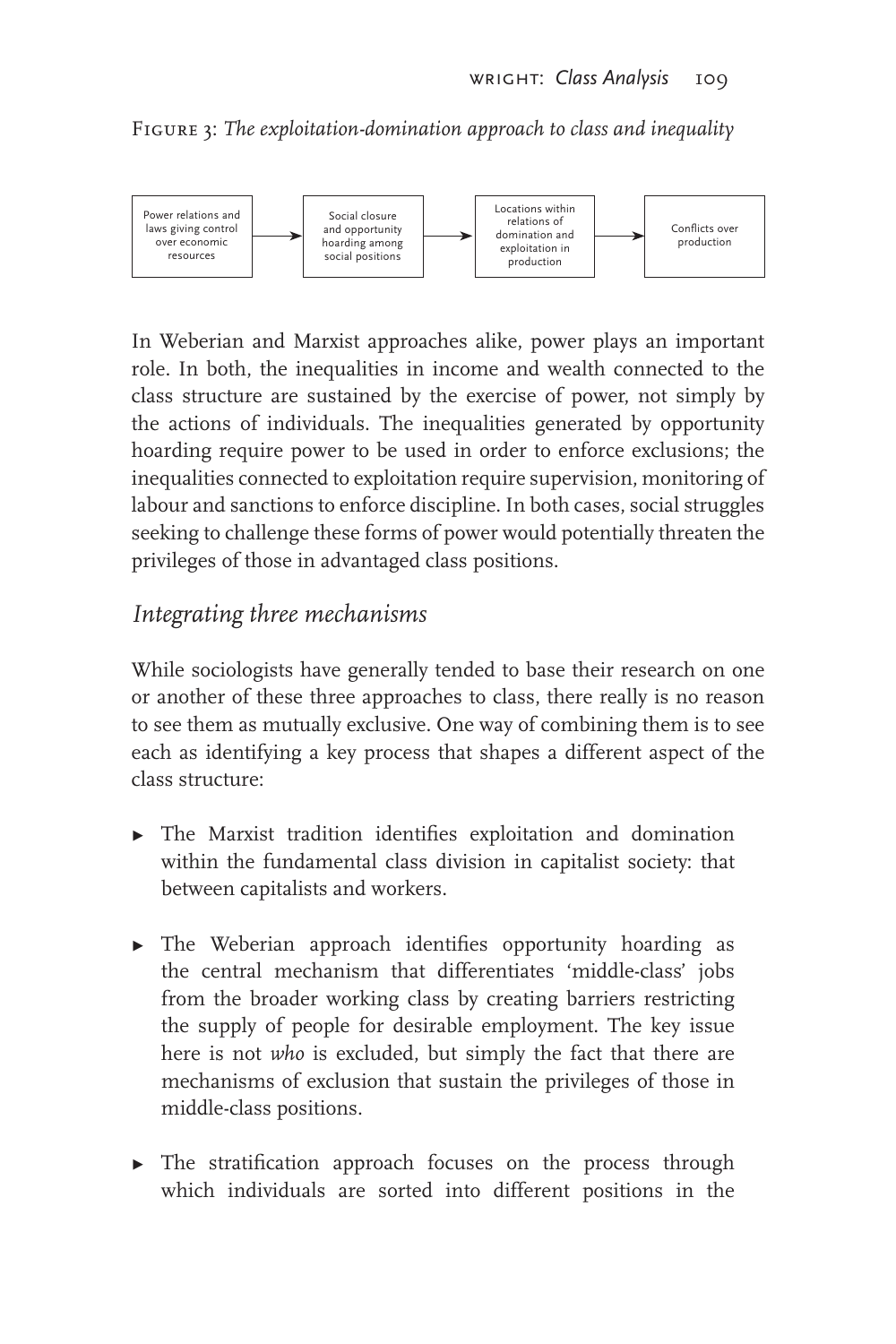Figure 3: *The exploitation-domination approach to class and inequality*

Power relations and laws giving control over economic resources → Social closure and opportunity hoarding among social positions → Locations within relations of domination and exploitation in production → Conflicts over production

In Weberian and Marxist approaches alike, power plays an important role. In both, the inequalities in income and wealth connected to the class structure are sustained by the exercise of power, not simply by the actions of individuals. The inequalities generated by opportunity hoarding require power to be used in order to enforce exclusions; the inequalities connected to exploitation require supervision, monitoring of labour and sanctions to enforce discipline. In both cases, social struggles seeking to challenge these forms of power would potentially threaten the privileges of those in advantaged class positions.

## *Integrating three mechanisms*

While sociologists have generally tended to base their research on one or another of these three approaches to class, there really is no reason to see them as mutually exclusive. One way of combining them is to see each as identifying a key process that shapes a different aspect of the class structure:

- The Marxist tradition identifies exploitation and domination within the fundamental class division in capitalist society: that between capitalists and workers.
- The Weberian approach identifies opportunity hoarding as the central mechanism that differentiates 'middle-class' jobs from the broader working class by creating barriers restricting the supply of people for desirable employment. The key issue here is not *who* is excluded, but simply the fact that there are mechanisms of exclusion that sustain the privileges of those in middle-class positions.
- The stratification approach focuses on the process through which individuals are sorted into different positions in the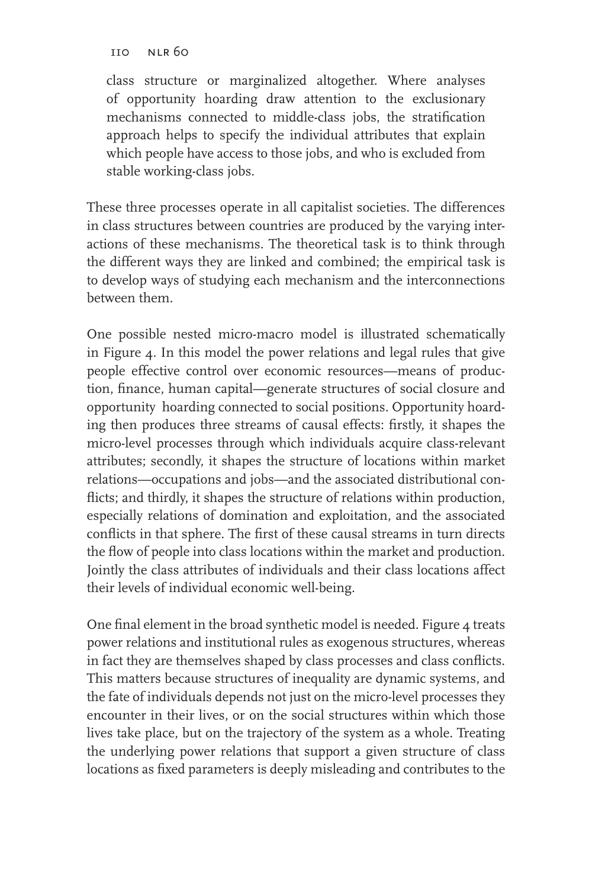class structure or marginalized altogether. Where analyses of opportunity hoarding draw attention to the exclusionary mechanisms connected to middle-class jobs, the stratification approach helps to specify the individual attributes that explain which people have access to those jobs, and who is excluded from stable working-class jobs.

These three processes operate in all capitalist societies. The differences in class structures between countries are produced by the varying interactions of these mechanisms. The theoretical task is to think through the different ways they are linked and combined; the empirical task is to develop ways of studying each mechanism and the interconnections between them.

One possible nested micro-macro model is illustrated schematically in Figure 4. In this model the power relations and legal rules that give people effective control over economic resources—means of production, finance, human capital—generate structures of social closure and opportunity hoarding connected to social positions. Opportunity hoarding then produces three streams of causal effects: firstly, it shapes the micro-level processes through which individuals acquire class-relevant attributes; secondly, it shapes the structure of locations within market relations—occupations and jobs—and the associated distributional conflicts; and thirdly, it shapes the structure of relations within production, especially relations of domination and exploitation, and the associated conflicts in that sphere. The first of these causal streams in turn directs the flow of people into class locations within the market and production. Jointly the class attributes of individuals and their class locations affect their levels of individual economic well-being.

One final element in the broad synthetic model is needed. Figure 4 treats power relations and institutional rules as exogenous structures, whereas in fact they are themselves shaped by class processes and class conflicts. This matters because structures of inequality are dynamic systems, and the fate of individuals depends not just on the micro-level processes they encounter in their lives, or on the social structures within which those lives take place, but on the trajectory of the system as a whole. Treating the underlying power relations that support a given structure of class locations as fixed parameters is deeply misleading and contributes to the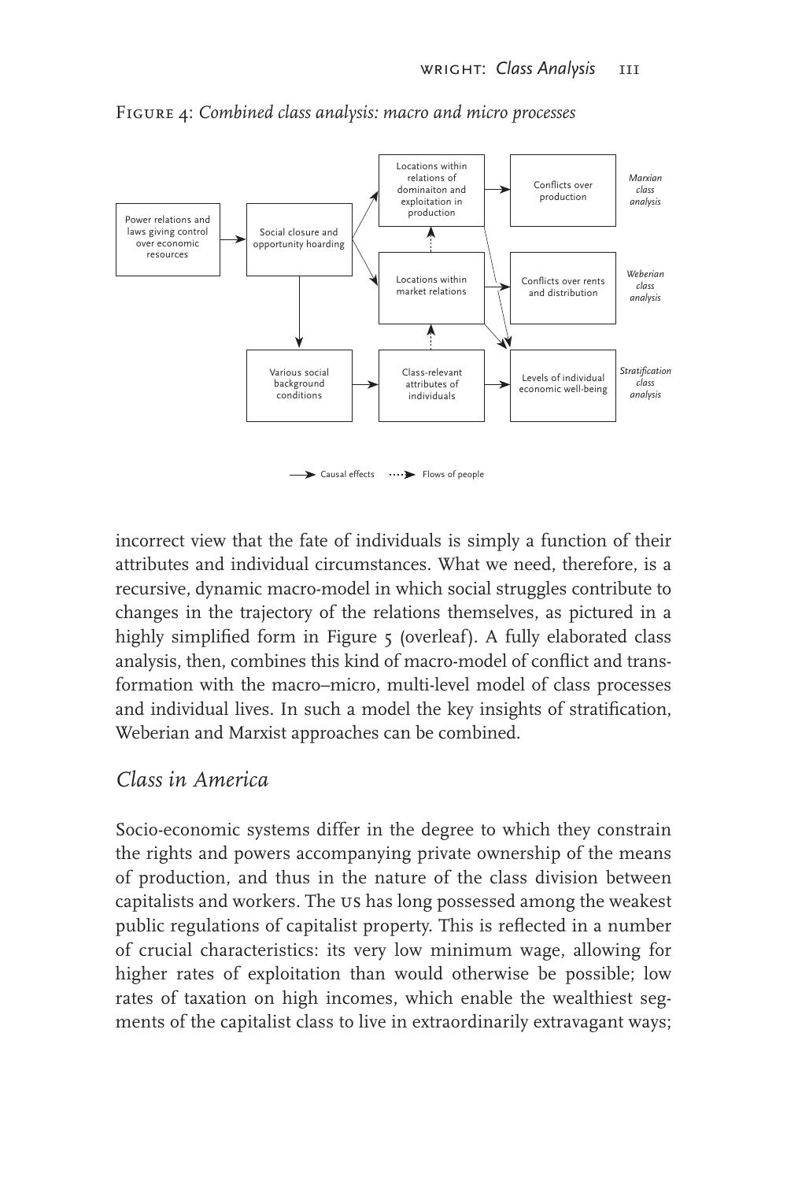Figure 4: *Combined class analysis: macro and micro processes*

incorrect view that the fate of individuals is simply a function of their attributes and individual circumstances. What we need, therefore, is a recursive, dynamic macro-model in which social struggles contribute to changes in the trajectory of the relations themselves, as pictured in a highly simplified form in Figure 5 (overleaf). A fully elaborated class analysis, then, combines this kind of macro-model of conflict and transformation with the macro–micro, multi-level model of class processes and individual lives. In such a model the key insights of stratification, Weberian and Marxist approaches can be combined.

## *Class in America*

Socio-economic systems differ in the degree to which they constrain the rights and powers accompanying private ownership of the means of production, and thus in the nature of the class division between capitalists and workers. The US has long possessed among the weakest public regulations of capitalist property. This is reflected in a number of crucial characteristics: its very low minimum wage, allowing for higher rates of exploitation than would otherwise be possible; low rates of taxation on high incomes, which enable the wealthiest segments of the capitalist class to live in extraordinarily extravagant ways;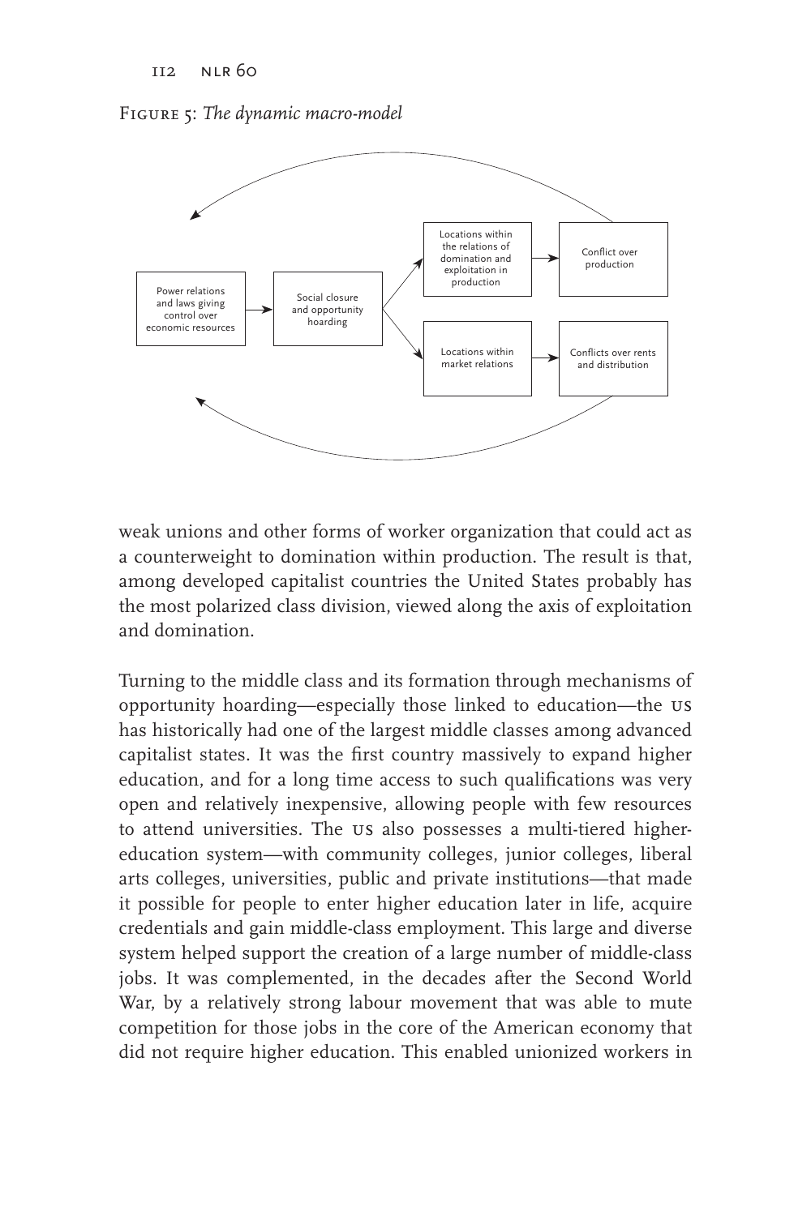Figure 5: *The dynamic macro-model*

weak unions and other forms of worker organization that could act as a counterweight to domination within production. The result is that, among developed capitalist countries the United States probably has the most polarized class division, viewed along the axis of exploitation and domination.

Turning to the middle class and its formation through mechanisms of opportunity hoarding—especially those linked to education—the US has historically had one of the largest middle classes among advanced capitalist states. It was the first country massively to expand higher education, and for a long time access to such qualifications was very open and relatively inexpensive, allowing people with few resources to attend universities. The US also possesses a multi-tiered higher-education system—with community colleges, junior colleges, liberal arts colleges, universities, public and private institutions—that made it possible for people to enter higher education later in life, acquire credentials and gain middle-class employment. This large and diverse system helped support the creation of a large number of middle-class jobs. It was complemented, in the decades after the Second World War, by a relatively strong labour movement that was able to mute competition for those jobs in the core of the American economy that did not require higher education. This enabled unionized workers in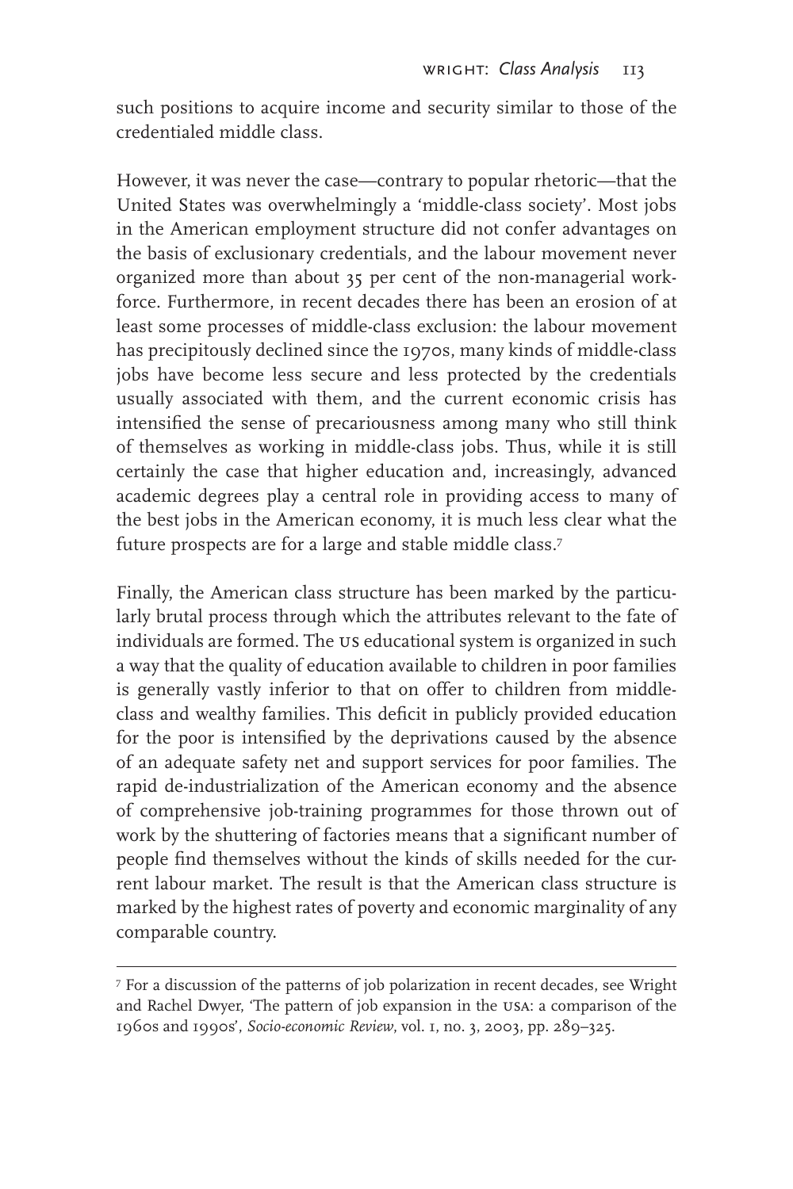such positions to acquire income and security similar to those of the credentialed middle class.

However, it was never the case—contrary to popular rhetoric—that the United States was overwhelmingly a 'middle-class society'. Most jobs in the American employment structure did not confer advantages on the basis of exclusionary credentials, and the labour movement never organized more than about 35 per cent of the non-managerial workforce. Furthermore, in recent decades there has been an erosion of at least some processes of middle-class exclusion: the labour movement has precipitously declined since the 1970s, many kinds of middle-class jobs have become less secure and less protected by the credentials usually associated with them, and the current economic crisis has intensified the sense of precariousness among many who still think of themselves as working in middle-class jobs. Thus, while it is still certainly the case that higher education and, increasingly, advanced academic degrees play a central role in providing access to many of the best jobs in the American economy, it is much less clear what the future prospects are for a large and stable middle class.[7]

Finally, the American class structure has been marked by the particularly brutal process through which the attributes relevant to the fate of individuals are formed. The US educational system is organized in such a way that the quality of education available to children in poor families is generally vastly inferior to that on offer to children from middle-class and wealthy families. This deficit in publicly provided education for the poor is intensified by the deprivations caused by the absence of an adequate safety net and support services for poor families. The rapid de-industrialization of the American economy and the absence of comprehensive job-training programmes for those thrown out of work by the shuttering of factories means that a significant number of people find themselves without the kinds of skills needed for the current labour market. The result is that the American class structure is marked by the highest rates of poverty and economic marginality of any comparable country.

---

[7] For a discussion of the patterns of job polarization in recent decades, see Wright and Rachel Dwyer, 'The pattern of job expansion in the USA: a comparison of the 1960s and 1990s', *Socio-economic Review*, vol. 1, no. 3, 2003, pp. 289–325.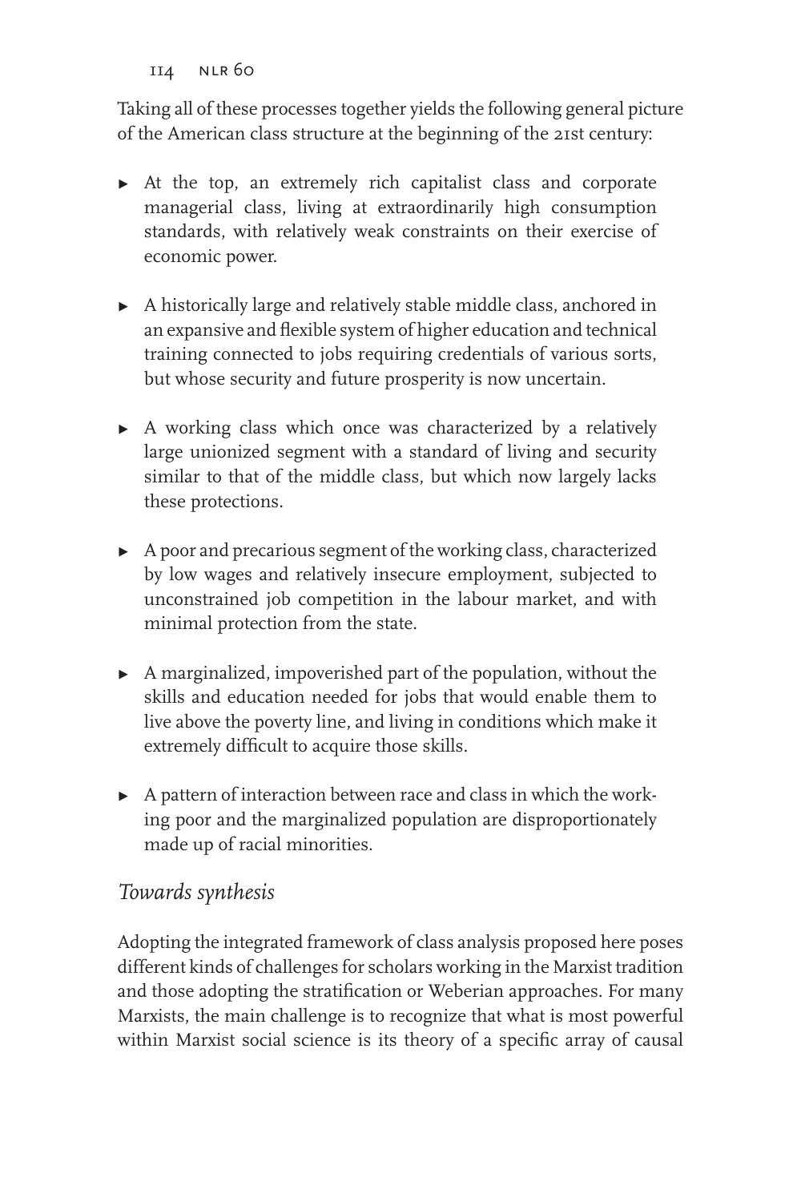Taking all of these processes together yields the following general picture of the American class structure at the beginning of the 21st century:

- At the top, an extremely rich capitalist class and corporate managerial class, living at extraordinarily high consumption standards, with relatively weak constraints on their exercise of economic power.
- A historically large and relatively stable middle class, anchored in an expansive and flexible system of higher education and technical training connected to jobs requiring credentials of various sorts, but whose security and future prosperity is now uncertain.
- A working class which once was characterized by a relatively large unionized segment with a standard of living and security similar to that of the middle class, but which now largely lacks these protections.
- A poor and precarious segment of the working class, characterized by low wages and relatively insecure employment, subjected to unconstrained job competition in the labour market, and with minimal protection from the state.
- A marginalized, impoverished part of the population, without the skills and education needed for jobs that would enable them to live above the poverty line, and living in conditions which make it extremely difficult to acquire those skills.
- A pattern of interaction between race and class in which the working poor and the marginalized population are disproportionately made up of racial minorities.

## *Towards synthesis*

Adopting the integrated framework of class analysis proposed here poses different kinds of challenges for scholars working in the Marxist tradition and those adopting the stratification or Weberian approaches. For many Marxists, the main challenge is to recognize that what is most powerful within Marxist social science is its theory of a specific array of causal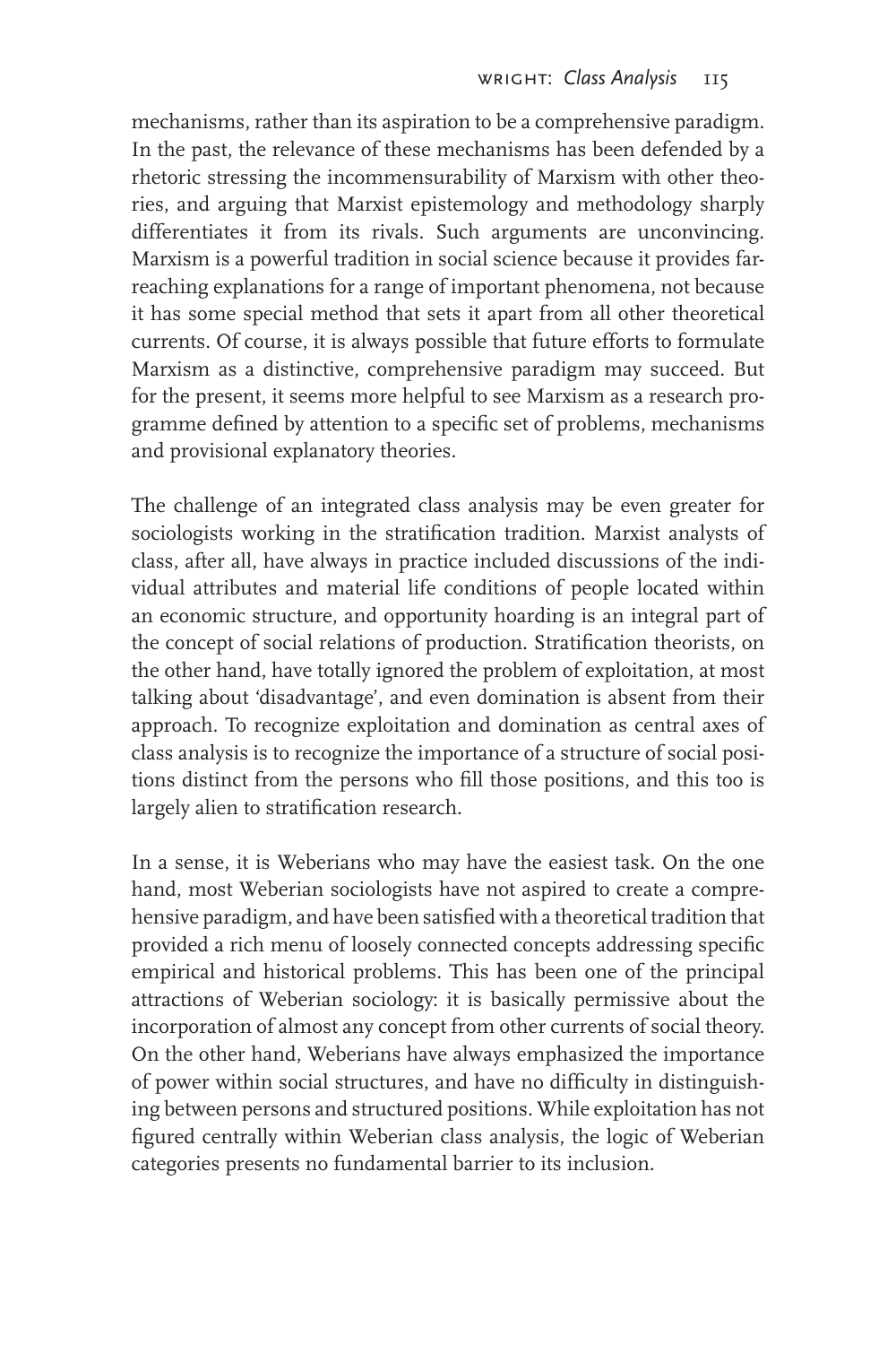mechanisms, rather than its aspiration to be a comprehensive paradigm. In the past, the relevance of these mechanisms has been defended by a rhetoric stressing the incommensurability of Marxism with other theories, and arguing that Marxist epistemology and methodology sharply differentiates it from its rivals. Such arguments are unconvincing. Marxism is a powerful tradition in social science because it provides far-reaching explanations for a range of important phenomena, not because it has some special method that sets it apart from all other theoretical currents. Of course, it is always possible that future efforts to formulate Marxism as a distinctive, comprehensive paradigm may succeed. But for the present, it seems more helpful to see Marxism as a research programme defined by attention to a specific set of problems, mechanisms and provisional explanatory theories.

The challenge of an integrated class analysis may be even greater for sociologists working in the stratification tradition. Marxist analysts of class, after all, have always in practice included discussions of the individual attributes and material life conditions of people located within an economic structure, and opportunity hoarding is an integral part of the concept of social relations of production. Stratification theorists, on the other hand, have totally ignored the problem of exploitation, at most talking about 'disadvantage', and even domination is absent from their approach. To recognize exploitation and domination as central axes of class analysis is to recognize the importance of a structure of social positions distinct from the persons who fill those positions, and this too is largely alien to stratification research.

In a sense, it is Weberians who may have the easiest task. On the one hand, most Weberian sociologists have not aspired to create a comprehensive paradigm, and have been satisfied with a theoretical tradition that provided a rich menu of loosely connected concepts addressing specific empirical and historical problems. This has been one of the principal attractions of Weberian sociology: it is basically permissive about the incorporation of almost any concept from other currents of social theory. On the other hand, Weberians have always emphasized the importance of power within social structures, and have no difficulty in distinguishing between persons and structured positions. While exploitation has not figured centrally within Weberian class analysis, the logic of Weberian categories presents no fundamental barrier to its inclusion.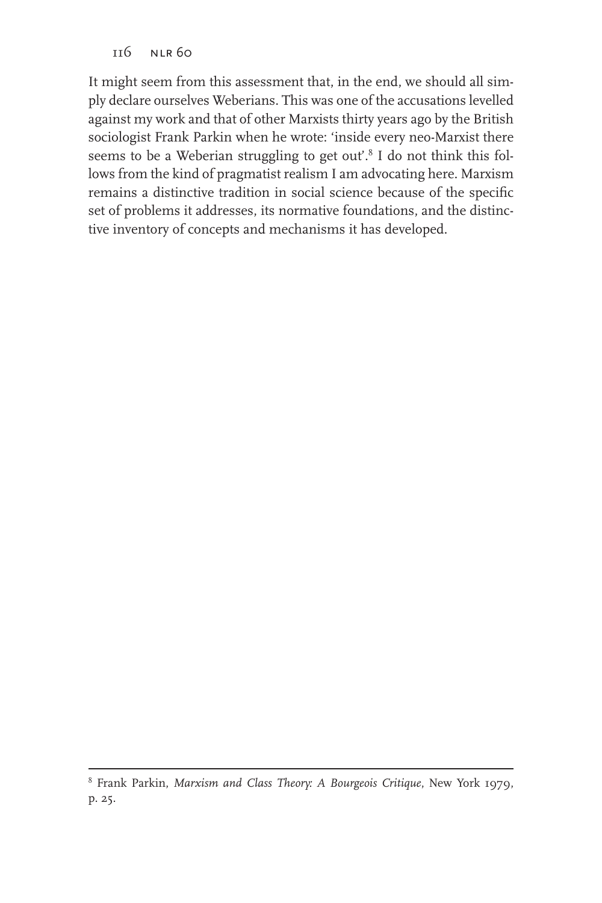It might seem from this assessment that, in the end, we should all simply declare ourselves Weberians. This was one of the accusations levelled against my work and that of other Marxists thirty years ago by the British sociologist Frank Parkin when he wrote: 'inside every neo-Marxist there seems to be a Weberian struggling to get out'.[8] I do not think this follows from the kind of pragmatist realism I am advocating here. Marxism remains a distinctive tradition in social science because of the specific set of problems it addresses, its normative foundations, and the distinctive inventory of concepts and mechanisms it has developed.

---

[8] Frank Parkin, *Marxism and Class Theory: A Bourgeois Critique*, New York 1979, p. 25.